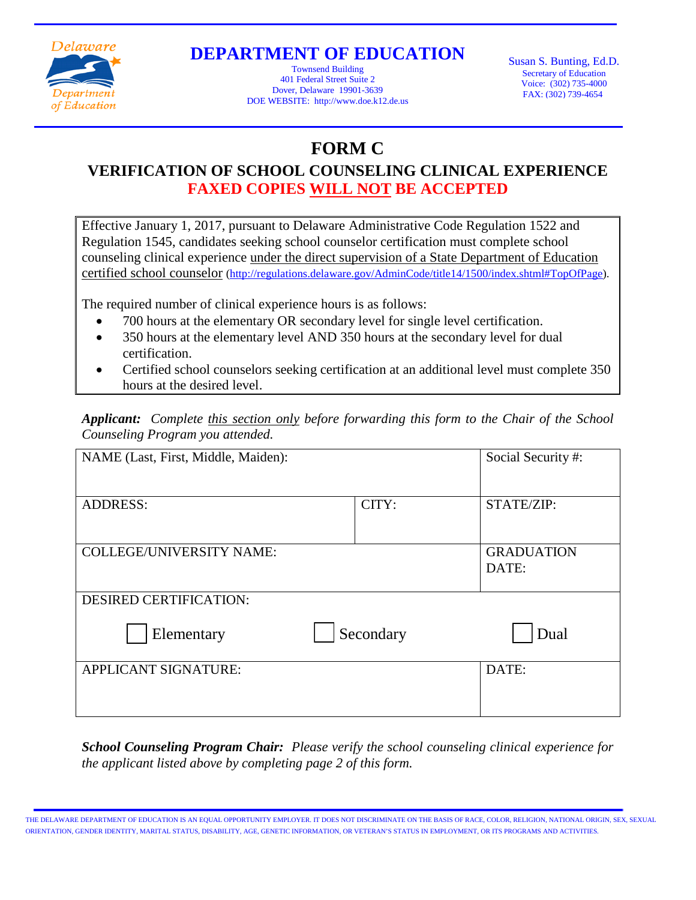Delaware Department of Education

# DEPARTMENT OF EDUCATION

Townsend Building
401 Federal Street Suite 2
Dover, Delaware 19901-3639
DOE WEBSITE: http://www.doe.k12.de.us

Susan S. Bunting, Ed.D.
Secretary of Education
Voice: (302) 735-4000
FAX: (302) 739-4654

## FORM C

### VERIFICATION OF SCHOOL COUNSELING CLINICAL EXPERIENCE

**FAXED COPIES WILL NOT BE ACCEPTED**

Effective January 1, 2017, pursuant to Delaware Administrative Code Regulation 1522 and Regulation 1545, candidates seeking school counselor certification must complete school counseling clinical experience under the direct supervision of a State Department of Education certified school counselor (http://regulations.delaware.gov/AdminCode/title14/1500/index.shtml#TopOfPage).

The required number of clinical experience hours is as follows:

- 700 hours at the elementary OR secondary level for single level certification.
- 350 hours at the elementary level AND 350 hours at the secondary level for dual certification.
- Certified school counselors seeking certification at an additional level must complete 350 hours at the desired level.

***Applicant:*** *Complete this section only before forwarding this form to the Chair of the School Counseling Program you attended.*

| | | |
|---|---|---|
| NAME (Last, First, Middle, Maiden): | | Social Security #: |
| ADDRESS: | CITY: | STATE/ZIP: |
| COLLEGE/UNIVERSITY NAME: | | GRADUATION DATE: |
| DESIRED CERTIFICATION: ☐ Elementary | ☐ Secondary | ☐ Dual |
| APPLICANT SIGNATURE: | | DATE: |

***School Counseling Program Chair:*** *Please verify the school counseling clinical experience for the applicant listed above by completing page 2 of this form.*

THE DELAWARE DEPARTMENT OF EDUCATION IS AN EQUAL OPPORTUNITY EMPLOYER. IT DOES NOT DISCRIMINATE ON THE BASIS OF RACE, COLOR, RELIGION, NATIONAL ORIGIN, SEX, SEXUAL ORIENTATION, GENDER IDENTITY, MARITAL STATUS, DISABILITY, AGE, GENETIC INFORMATION, OR VETERAN'S STATUS IN EMPLOYMENT, OR ITS PROGRAMS AND ACTIVITIES.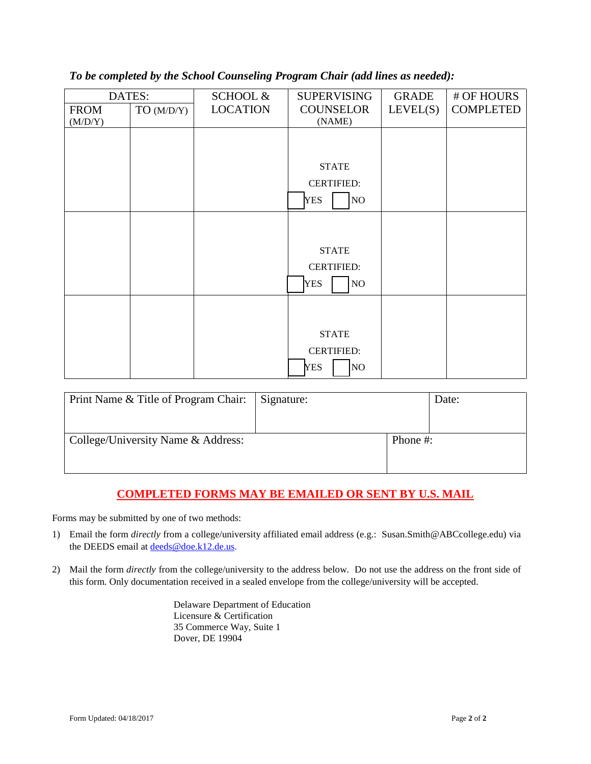***To be completed by the School Counseling Program Chair (add lines as needed):***

| DATES: | | SCHOOL & LOCATION | SUPERVISING COUNSELOR (NAME) | GRADE LEVEL(S) | # OF HOURS COMPLETED |
|---|---|---|---|---|---|
| FROM (M/D/Y) | TO (M/D/Y) | | | | |
| | | | STATE CERTIFIED: ☐ YES ☐ NO | | |
| | | | STATE CERTIFIED: ☐ YES ☐ NO | | |
| | | | STATE CERTIFIED: ☐ YES ☐ NO | | |

| Print Name & Title of Program Chair: | Signature: | Date: |
|---|---|---|
| College/University Name & Address: | | Phone #: |

## COMPLETED FORMS MAY BE EMAILED OR SENT BY U.S. MAIL

Forms may be submitted by one of two methods:

1) Email the form *directly* from a college/university affiliated email address (e.g.: Susan.Smith@ABCcollege.edu) via the DEEDS email at deeds@doe.k12.de.us.

2) Mail the form *directly* from the college/university to the address below. Do not use the address on the front side of this form. Only documentation received in a sealed envelope from the college/university will be accepted.

Delaware Department of Education
Licensure & Certification
35 Commerce Way, Suite 1
Dover, DE 19904

Form Updated: 04/18/2017